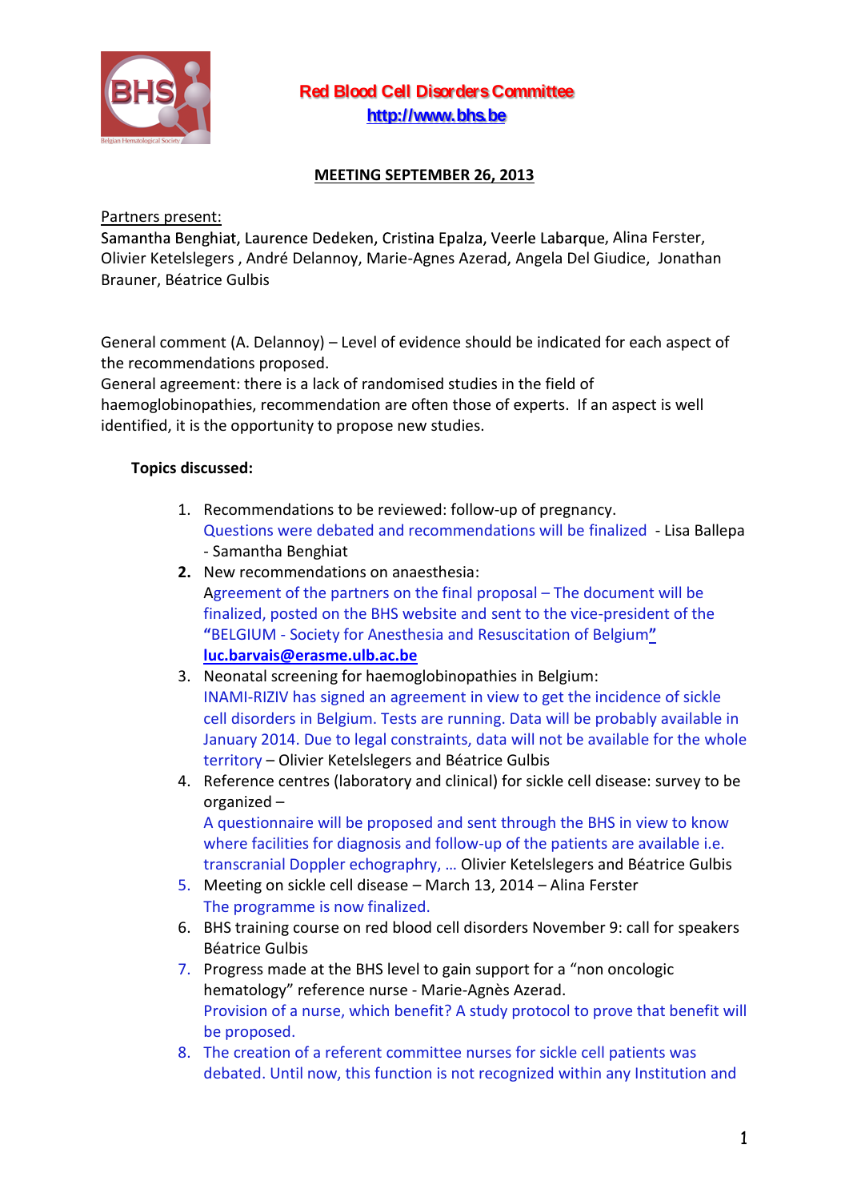# Red Blood Cell Disorders Committee

http://www.bhs.be

## MEETING SEPTEMBER 26, 2013

Partners present:

Samantha Benghiat, Laurence Dedeken, Cristina Epalza, Veerle Labarque, Alina Ferster, Olivier Ketelslegers , André Delannoy, Marie-Agnes Azerad, Angela Del Giudice, Jonathan Brauner, Béatrice Gulbis

General comment (A. Delannoy) – Level of evidence should be indicated for each aspect of the recommendations proposed.

General agreement: there is a lack of randomised studies in the field of haemoglobinopathies, recommendation are often those of experts. If an aspect is well identified, it is the opportunity to propose new studies.

**Topics discussed:**

1. Recommendations to be reviewed: follow-up of pregnancy.
   Questions were debated and recommendations will be finalized - Lisa Ballepa - Samantha Benghiat
2. New recommendations on anaesthesia:
   Agreement of the partners on the final proposal – The document will be finalized, posted on the BHS website and sent to the vice-president of the "BELGIUM - Society for Anesthesia and Resuscitation of Belgium"
   **luc.barvais@erasme.ulb.ac.be**
3. Neonatal screening for haemoglobinopathies in Belgium:
   INAMI-RIZIV has signed an agreement in view to get the incidence of sickle cell disorders in Belgium. Tests are running. Data will be probably available in January 2014. Due to legal constraints, data will not be available for the whole territory – Olivier Ketelslegers and Béatrice Gulbis
4. Reference centres (laboratory and clinical) for sickle cell disease: survey to be organized –
   A questionnaire will be proposed and sent through the BHS in view to know where facilities for diagnosis and follow-up of the patients are available i.e. transcranial Doppler echography, … Olivier Ketelslegers and Béatrice Gulbis
5. Meeting on sickle cell disease – March 13, 2014 – Alina Ferster
   The programme is now finalized.
6. BHS training course on red blood cell disorders November 9: call for speakers Béatrice Gulbis
7. Progress made at the BHS level to gain support for a "non oncologic hematology" reference nurse - Marie-Agnès Azerad.
   Provision of a nurse, which benefit? A study protocol to prove that benefit will be proposed.
8. The creation of a referent committee nurses for sickle cell patients was debated. Until now, this function is not recognized within any Institution and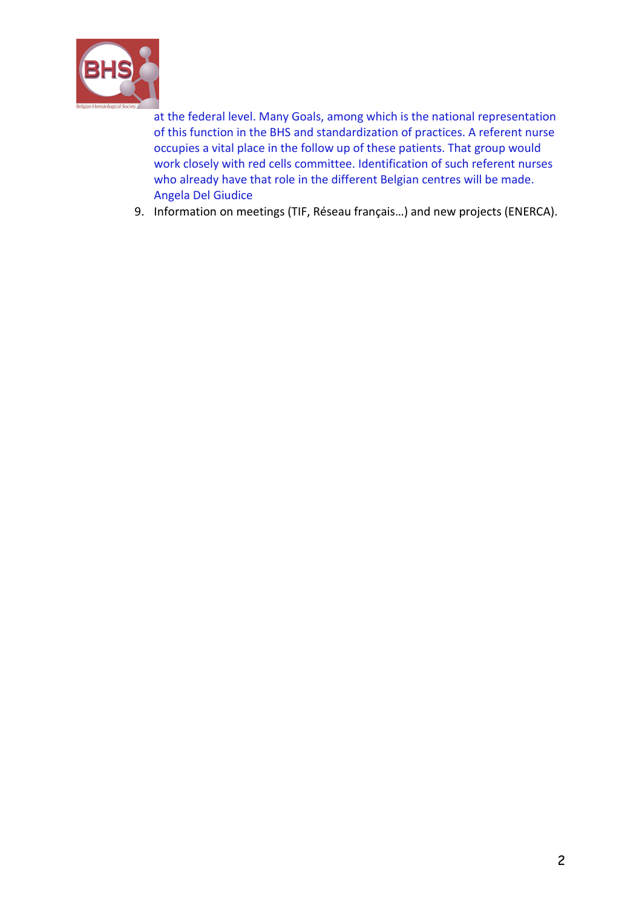at the federal level. Many Goals, among which is the national representation of this function in the BHS and standardization of practices. A referent nurse occupies a vital place in the follow up of these patients. That group would work closely with red cells committee. Identification of such referent nurses who already have that role in the different Belgian centres will be made. Angela Del Giudice

9. Information on meetings (TIF, Réseau français…) and new projects (ENERCA).